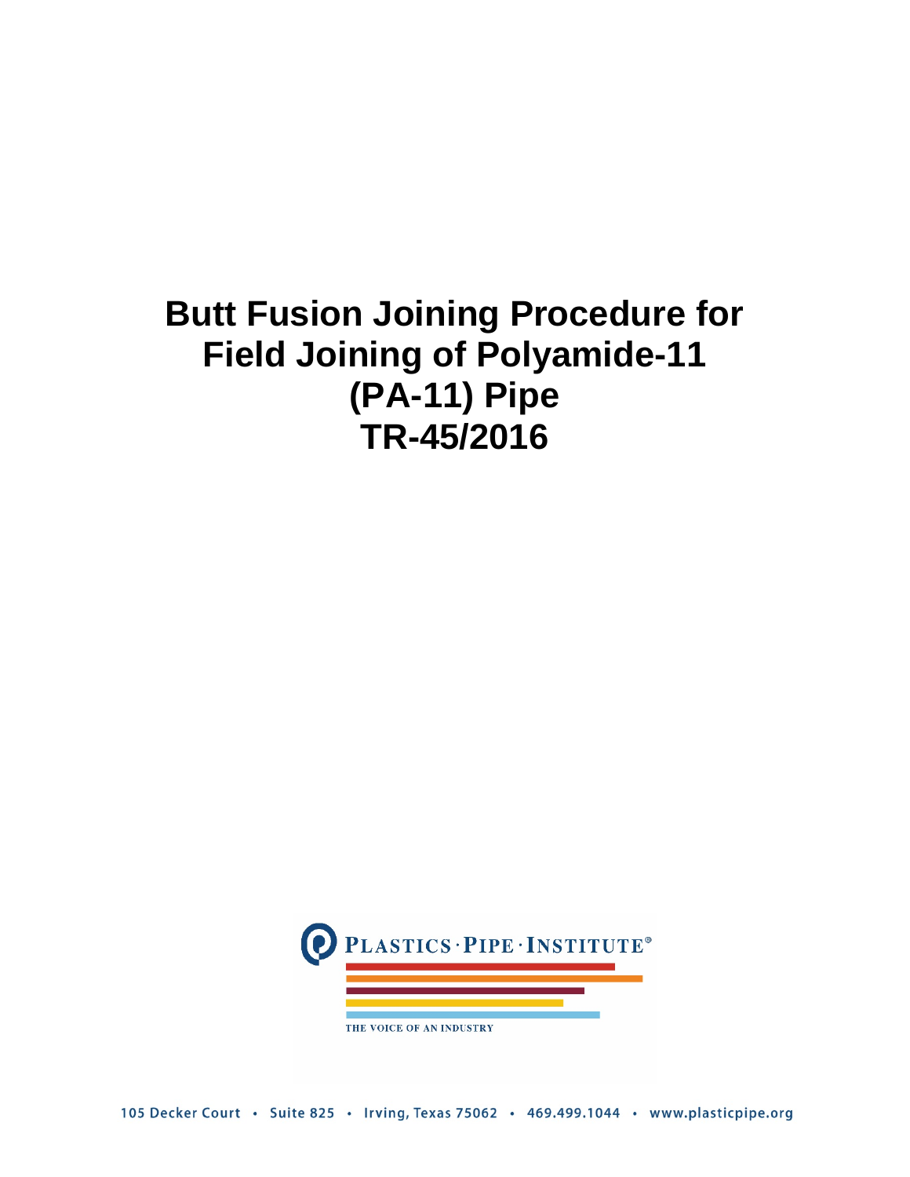# Butt Fusion Joining Procedure for Field Joining of Polyamide-11 (PA-11) Pipe
# TR-45/2016

PLASTICS · PIPE · INSTITUTE®

THE VOICE OF AN INDUSTRY

105 Decker Court • Suite 825 • Irving, Texas 75062 • 469.499.1044 • www.plasticpipe.org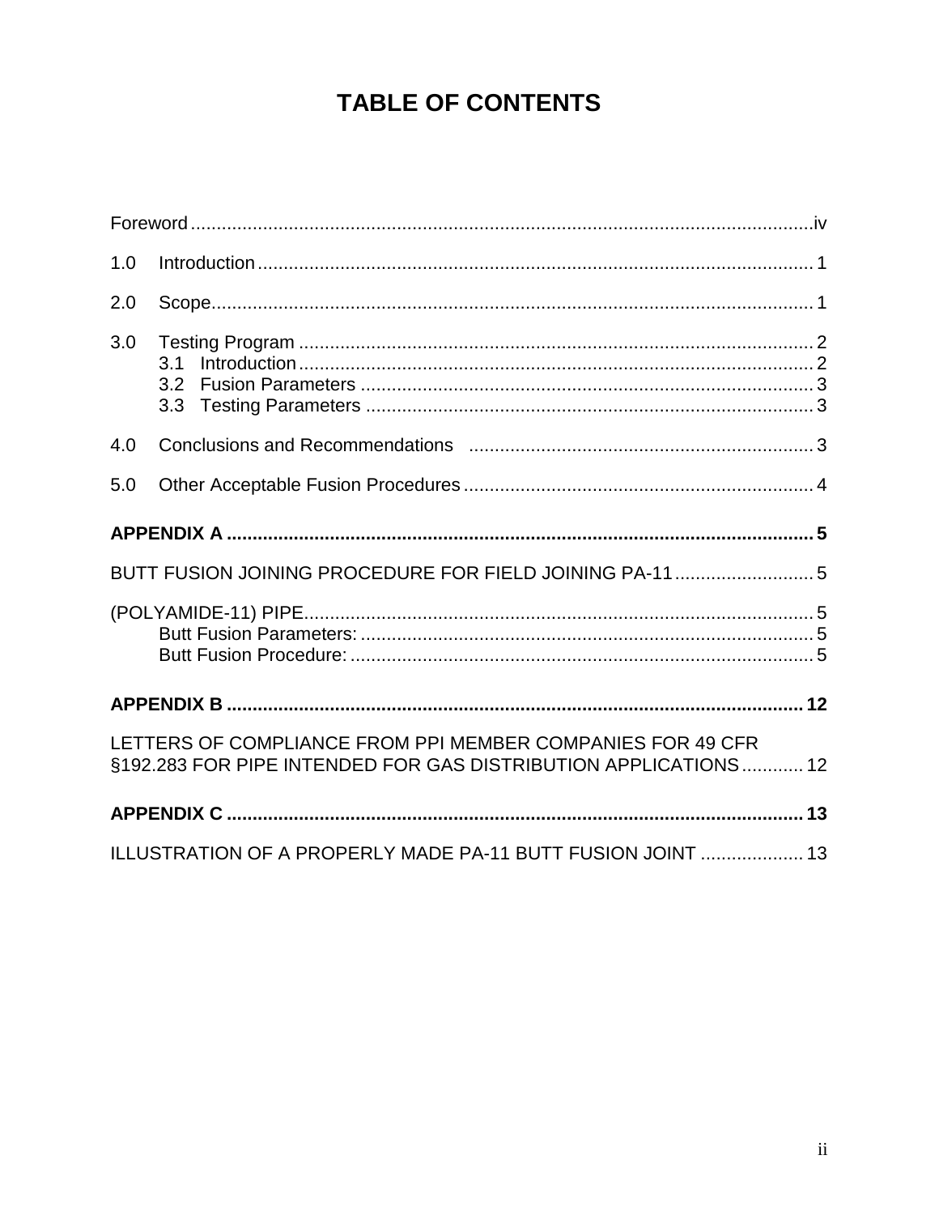# TABLE OF CONTENTS

Foreword ........................................................................................................................iv

1.0 Introduction ........................................................................................................... 1

2.0 Scope..................................................................................................................... 1

3.0 Testing Program .................................................................................................... 2
  - 3.1 Introduction ................................................................................................... 2
  - 3.2 Fusion Parameters ........................................................................................ 3
  - 3.3 Testing Parameters ....................................................................................... 3

4.0 Conclusions and Recommendations ................................................................... 3

5.0 Other Acceptable Fusion Procedures .................................................................... 4

**APPENDIX A ................................................................................................................. 5**

BUTT FUSION JOINING PROCEDURE FOR FIELD JOINING PA-11 ........................... 5

(POLYAMIDE-11) PIPE................................................................................................... 5
  - Butt Fusion Parameters: ........................................................................................ 5
  - Butt Fusion Procedure: .......................................................................................... 5

**APPENDIX B ............................................................................................................... 12**

LETTERS OF COMPLIANCE FROM PPI MEMBER COMPANIES FOR 49 CFR §192.283 FOR PIPE INTENDED FOR GAS DISTRIBUTION APPLICATIONS ............ 12

**APPENDIX C ............................................................................................................... 13**

ILLUSTRATION OF A PROPERLY MADE PA-11 BUTT FUSION JOINT .................... 13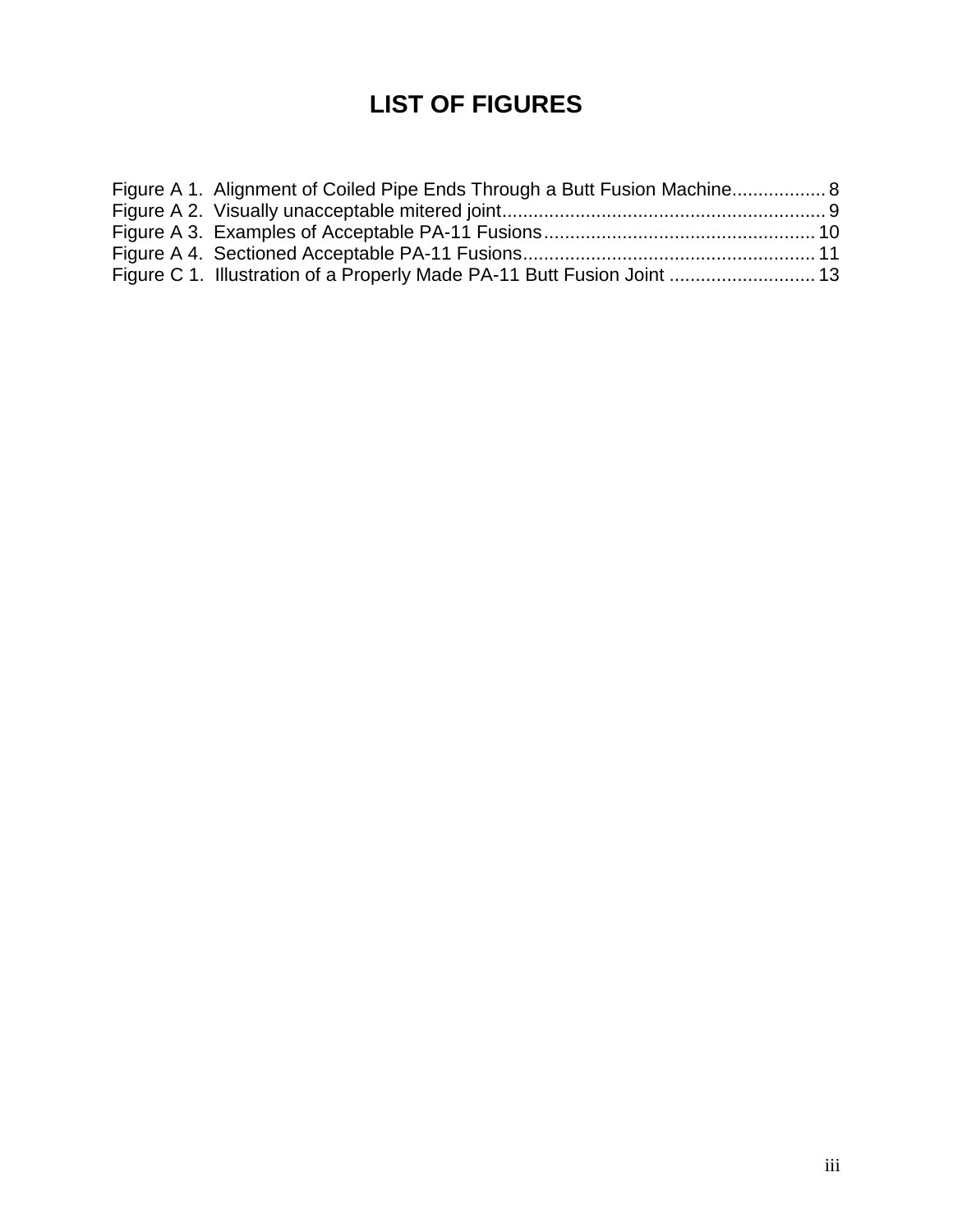# LIST OF FIGURES

Figure A 1. Alignment of Coiled Pipe Ends Through a Butt Fusion Machine.................. 8
Figure A 2. Visually unacceptable mitered joint.............................................................. 9
Figure A 3. Examples of Acceptable PA-11 Fusions.................................................... 10
Figure A 4. Sectioned Acceptable PA-11 Fusions........................................................ 11
Figure C 1. Illustration of a Properly Made PA-11 Butt Fusion Joint ............................ 13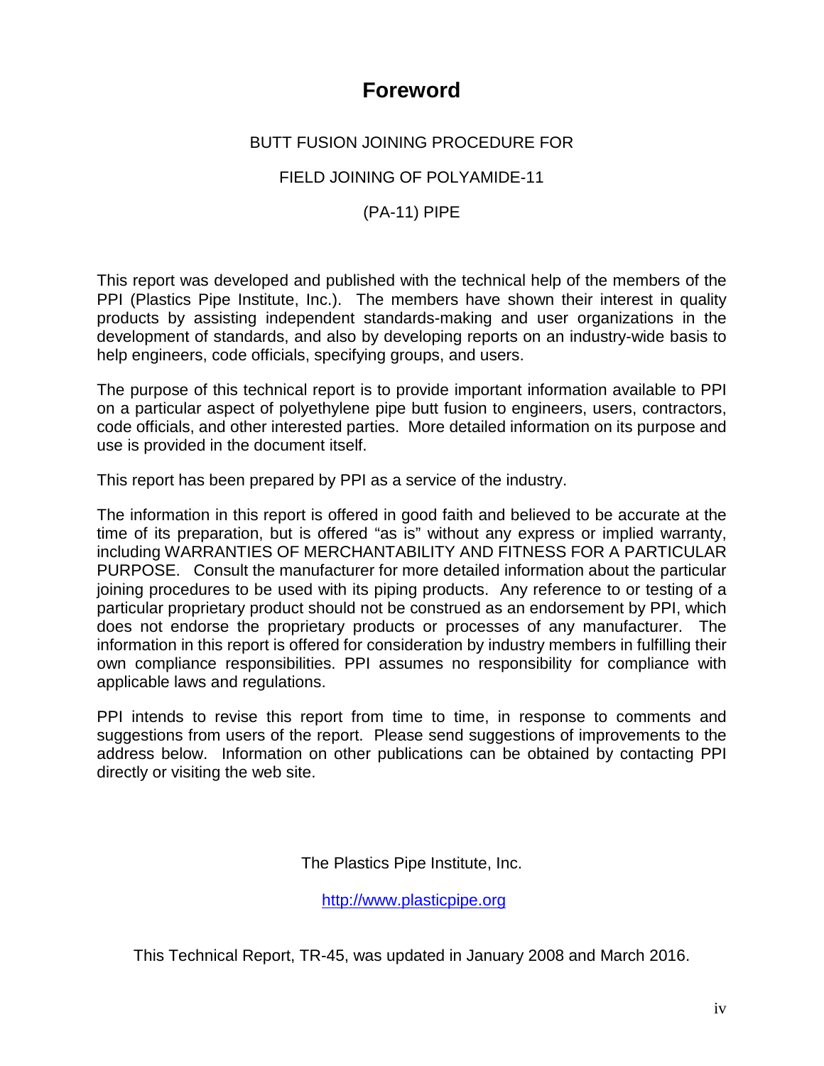# Foreword

BUTT FUSION JOINING PROCEDURE FOR

FIELD JOINING OF POLYAMIDE-11

(PA-11) PIPE

This report was developed and published with the technical help of the members of the PPI (Plastics Pipe Institute, Inc.). The members have shown their interest in quality products by assisting independent standards-making and user organizations in the development of standards, and also by developing reports on an industry-wide basis to help engineers, code officials, specifying groups, and users.

The purpose of this technical report is to provide important information available to PPI on a particular aspect of polyethylene pipe butt fusion to engineers, users, contractors, code officials, and other interested parties. More detailed information on its purpose and use is provided in the document itself.

This report has been prepared by PPI as a service of the industry.

The information in this report is offered in good faith and believed to be accurate at the time of its preparation, but is offered "as is" without any express or implied warranty, including WARRANTIES OF MERCHANTABILITY AND FITNESS FOR A PARTICULAR PURPOSE. Consult the manufacturer for more detailed information about the particular joining procedures to be used with its piping products. Any reference to or testing of a particular proprietary product should not be construed as an endorsement by PPI, which does not endorse the proprietary products or processes of any manufacturer. The information in this report is offered for consideration by industry members in fulfilling their own compliance responsibilities. PPI assumes no responsibility for compliance with applicable laws and regulations.

PPI intends to revise this report from time to time, in response to comments and suggestions from users of the report. Please send suggestions of improvements to the address below. Information on other publications can be obtained by contacting PPI directly or visiting the web site.

The Plastics Pipe Institute, Inc.

http://www.plasticpipe.org

This Technical Report, TR-45, was updated in January 2008 and March 2016.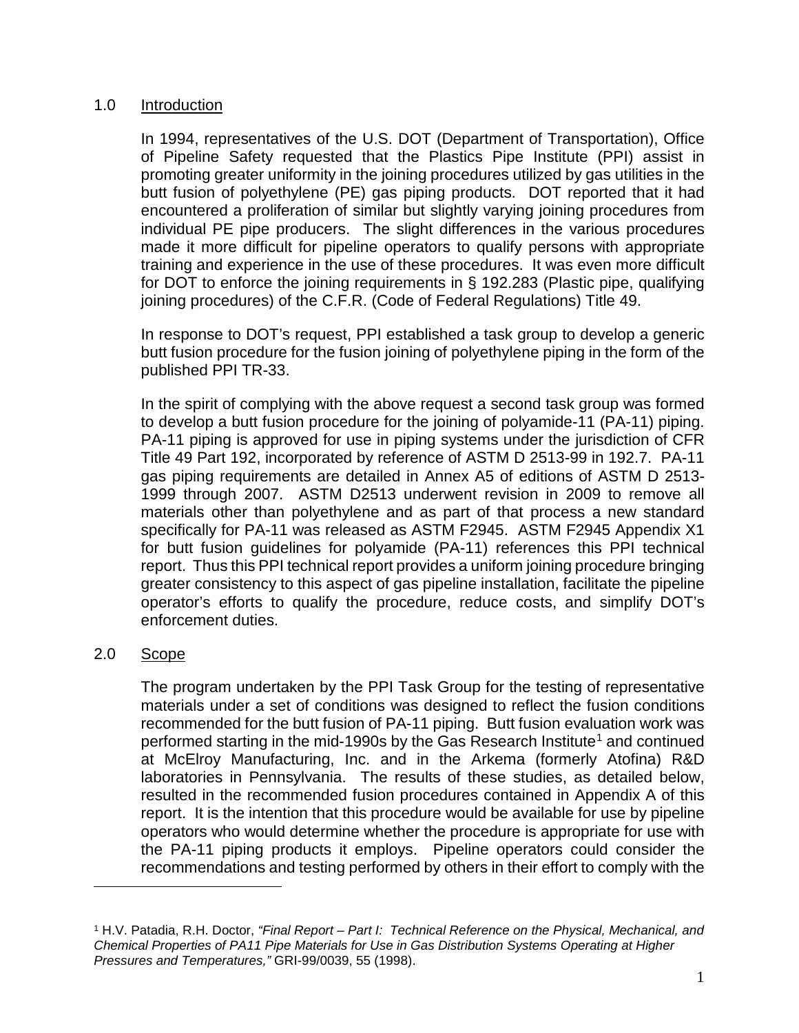## 1.0 Introduction

In 1994, representatives of the U.S. DOT (Department of Transportation), Office of Pipeline Safety requested that the Plastics Pipe Institute (PPI) assist in promoting greater uniformity in the joining procedures utilized by gas utilities in the butt fusion of polyethylene (PE) gas piping products. DOT reported that it had encountered a proliferation of similar but slightly varying joining procedures from individual PE pipe producers. The slight differences in the various procedures made it more difficult for pipeline operators to qualify persons with appropriate training and experience in the use of these procedures. It was even more difficult for DOT to enforce the joining requirements in § 192.283 (Plastic pipe, qualifying joining procedures) of the C.F.R. (Code of Federal Regulations) Title 49.

In response to DOT's request, PPI established a task group to develop a generic butt fusion procedure for the fusion joining of polyethylene piping in the form of the published PPI TR-33.

In the spirit of complying with the above request a second task group was formed to develop a butt fusion procedure for the joining of polyamide-11 (PA-11) piping. PA-11 piping is approved for use in piping systems under the jurisdiction of CFR Title 49 Part 192, incorporated by reference of ASTM D 2513-99 in 192.7. PA-11 gas piping requirements are detailed in Annex A5 of editions of ASTM D 2513-1999 through 2007. ASTM D2513 underwent revision in 2009 to remove all materials other than polyethylene and as part of that process a new standard specifically for PA-11 was released as ASTM F2945. ASTM F2945 Appendix X1 for butt fusion guidelines for polyamide (PA-11) references this PPI technical report. Thus this PPI technical report provides a uniform joining procedure bringing greater consistency to this aspect of gas pipeline installation, facilitate the pipeline operator's efforts to qualify the procedure, reduce costs, and simplify DOT's enforcement duties.

## 2.0 Scope

The program undertaken by the PPI Task Group for the testing of representative materials under a set of conditions was designed to reflect the fusion conditions recommended for the butt fusion of PA-11 piping. Butt fusion evaluation work was performed starting in the mid-1990s by the Gas Research Institute[1] and continued at McElroy Manufacturing, Inc. and in the Arkema (formerly Atofina) R&D laboratories in Pennsylvania. The results of these studies, as detailed below, resulted in the recommended fusion procedures contained in Appendix A of this report. It is the intention that this procedure would be available for use by pipeline operators who would determine whether the procedure is appropriate for use with the PA-11 piping products it employs. Pipeline operators could consider the recommendations and testing performed by others in their effort to comply with the

---

[1] H.V. Patadia, R.H. Doctor, *"Final Report – Part I: Technical Reference on the Physical, Mechanical, and Chemical Properties of PA11 Pipe Materials for Use in Gas Distribution Systems Operating at Higher Pressures and Temperatures,"* GRI-99/0039, 55 (1998).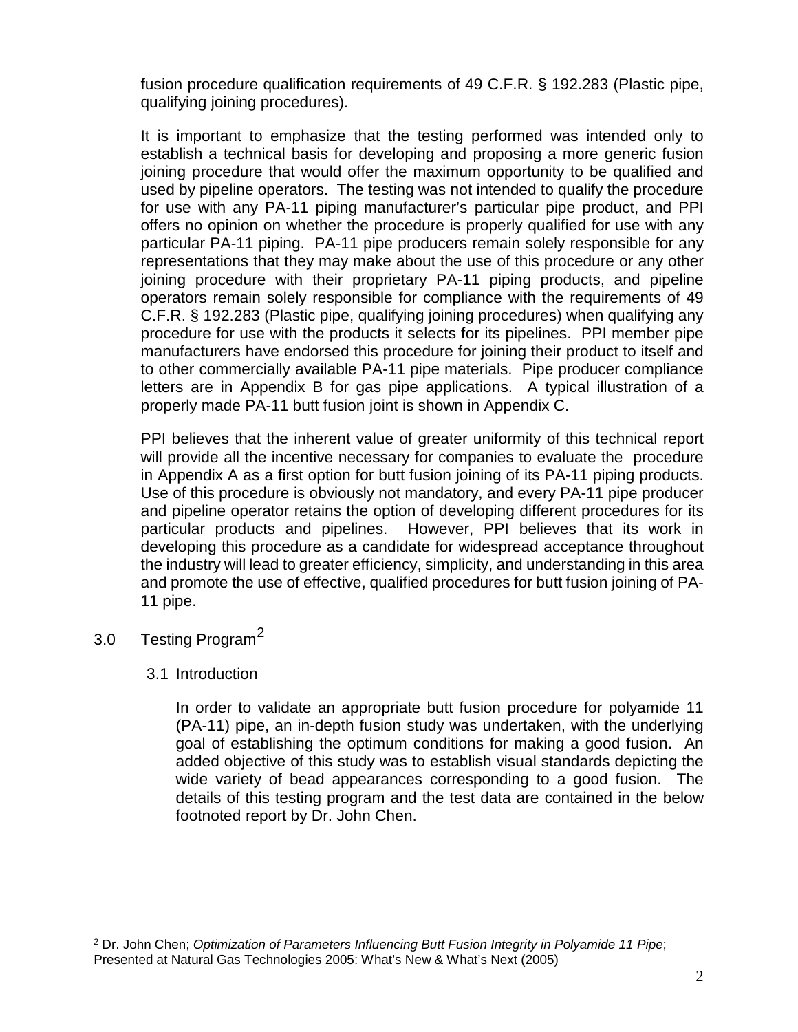fusion procedure qualification requirements of 49 C.F.R. § 192.283 (Plastic pipe, qualifying joining procedures).

It is important to emphasize that the testing performed was intended only to establish a technical basis for developing and proposing a more generic fusion joining procedure that would offer the maximum opportunity to be qualified and used by pipeline operators. The testing was not intended to qualify the procedure for use with any PA-11 piping manufacturer's particular pipe product, and PPI offers no opinion on whether the procedure is properly qualified for use with any particular PA-11 piping. PA-11 pipe producers remain solely responsible for any representations that they may make about the use of this procedure or any other joining procedure with their proprietary PA-11 piping products, and pipeline operators remain solely responsible for compliance with the requirements of 49 C.F.R. § 192.283 (Plastic pipe, qualifying joining procedures) when qualifying any procedure for use with the products it selects for its pipelines. PPI member pipe manufacturers have endorsed this procedure for joining their product to itself and to other commercially available PA-11 pipe materials. Pipe producer compliance letters are in Appendix B for gas pipe applications. A typical illustration of a properly made PA-11 butt fusion joint is shown in Appendix C.

PPI believes that the inherent value of greater uniformity of this technical report will provide all the incentive necessary for companies to evaluate the procedure in Appendix A as a first option for butt fusion joining of its PA-11 piping products. Use of this procedure is obviously not mandatory, and every PA-11 pipe producer and pipeline operator retains the option of developing different procedures for its particular products and pipelines. However, PPI believes that its work in developing this procedure as a candidate for widespread acceptance throughout the industry will lead to greater efficiency, simplicity, and understanding in this area and promote the use of effective, qualified procedures for butt fusion joining of PA-11 pipe.

## 3.0 Testing Program[2]

### 3.1 Introduction

In order to validate an appropriate butt fusion procedure for polyamide 11 (PA-11) pipe, an in-depth fusion study was undertaken, with the underlying goal of establishing the optimum conditions for making a good fusion. An added objective of this study was to establish visual standards depicting the wide variety of bead appearances corresponding to a good fusion. The details of this testing program and the test data are contained in the below footnoted report by Dr. John Chen.

---

[2] Dr. John Chen; *Optimization of Parameters Influencing Butt Fusion Integrity in Polyamide 11 Pipe*; Presented at Natural Gas Technologies 2005: What's New & What's Next (2005)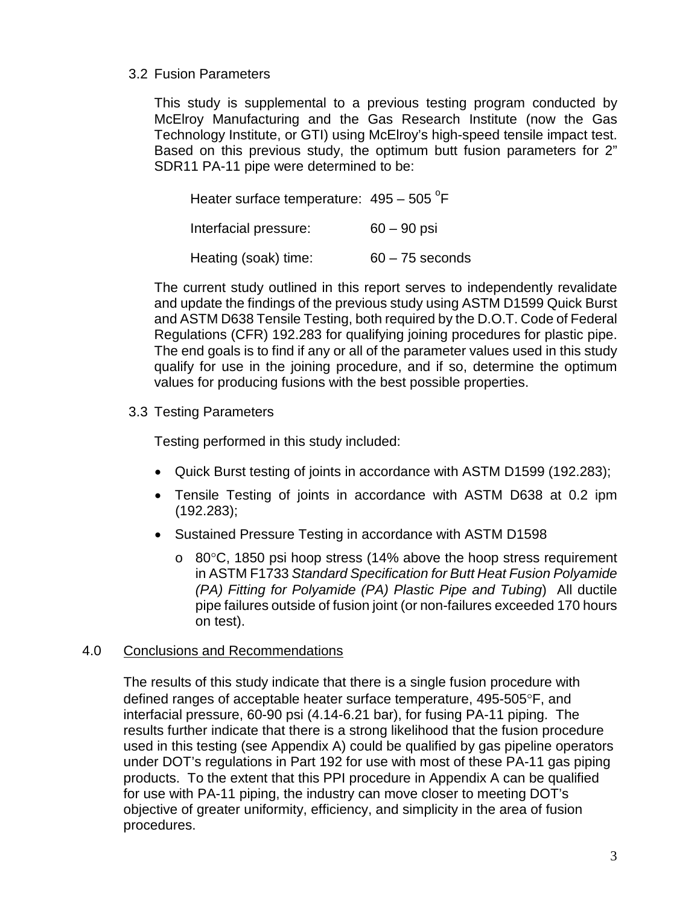3.2 Fusion Parameters

This study is supplemental to a previous testing program conducted by McElroy Manufacturing and the Gas Research Institute (now the Gas Technology Institute, or GTI) using McElroy's high-speed tensile impact test. Based on this previous study, the optimum butt fusion parameters for 2" SDR11 PA-11 pipe were determined to be:

| | |
|---|---|
| Heater surface temperature: | 495 – 505 $^{o}$F |
| Interfacial pressure: | 60 – 90 psi |
| Heating (soak) time: | 60 – 75 seconds |

The current study outlined in this report serves to independently revalidate and update the findings of the previous study using ASTM D1599 Quick Burst and ASTM D638 Tensile Testing, both required by the D.O.T. Code of Federal Regulations (CFR) 192.283 for qualifying joining procedures for plastic pipe. The end goals is to find if any or all of the parameter values used in this study qualify for use in the joining procedure, and if so, determine the optimum values for producing fusions with the best possible properties.

3.3 Testing Parameters

Testing performed in this study included:

- Quick Burst testing of joints in accordance with ASTM D1599 (192.283);
- Tensile Testing of joints in accordance with ASTM D638 at 0.2 ipm (192.283);
- Sustained Pressure Testing in accordance with ASTM D1598
  - 80°C, 1850 psi hoop stress (14% above the hoop stress requirement in ASTM F1733 *Standard Specification for Butt Heat Fusion Polyamide (PA) Fitting for Polyamide (PA) Plastic Pipe and Tubing*) All ductile pipe failures outside of fusion joint (or non-failures exceeded 170 hours on test).

## 4.0 Conclusions and Recommendations

The results of this study indicate that there is a single fusion procedure with defined ranges of acceptable heater surface temperature, 495-505°F, and interfacial pressure, 60-90 psi (4.14-6.21 bar), for fusing PA-11 piping. The results further indicate that there is a strong likelihood that the fusion procedure used in this testing (see Appendix A) could be qualified by gas pipeline operators under DOT's regulations in Part 192 for use with most of these PA-11 gas piping products. To the extent that this PPI procedure in Appendix A can be qualified for use with PA-11 piping, the industry can move closer to meeting DOT's objective of greater uniformity, efficiency, and simplicity in the area of fusion procedures.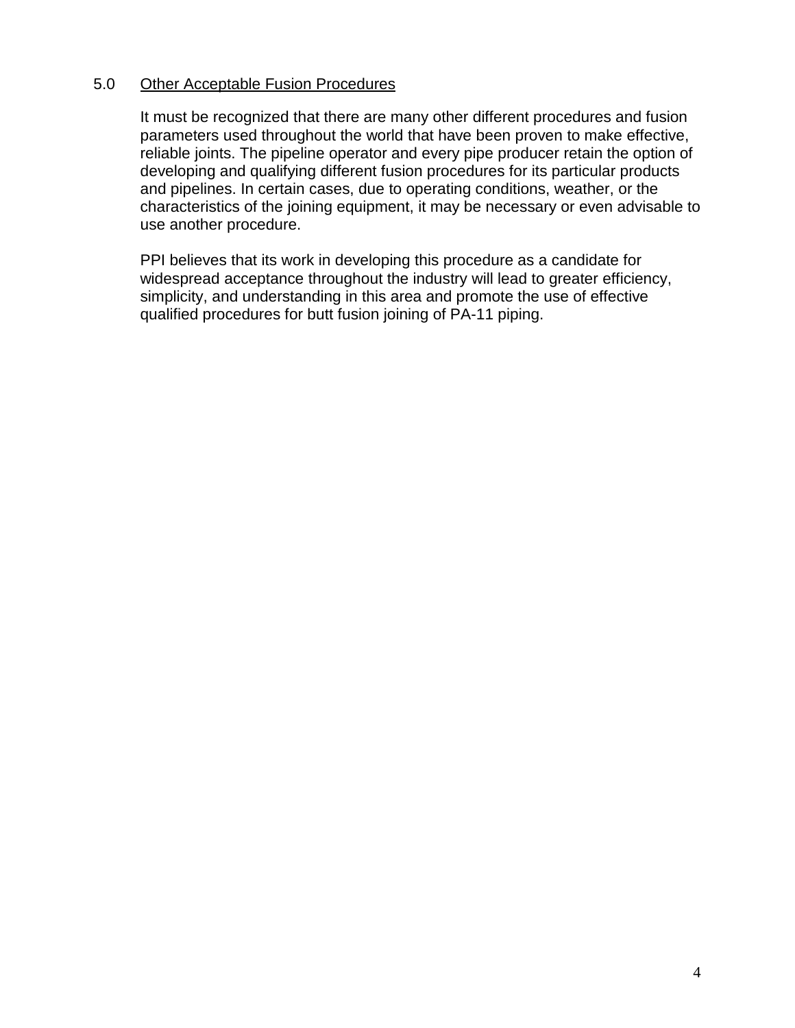## 5.0 Other Acceptable Fusion Procedures

It must be recognized that there are many other different procedures and fusion parameters used throughout the world that have been proven to make effective, reliable joints. The pipeline operator and every pipe producer retain the option of developing and qualifying different fusion procedures for its particular products and pipelines. In certain cases, due to operating conditions, weather, or the characteristics of the joining equipment, it may be necessary or even advisable to use another procedure.

PPI believes that its work in developing this procedure as a candidate for widespread acceptance throughout the industry will lead to greater efficiency, simplicity, and understanding in this area and promote the use of effective qualified procedures for butt fusion joining of PA-11 piping.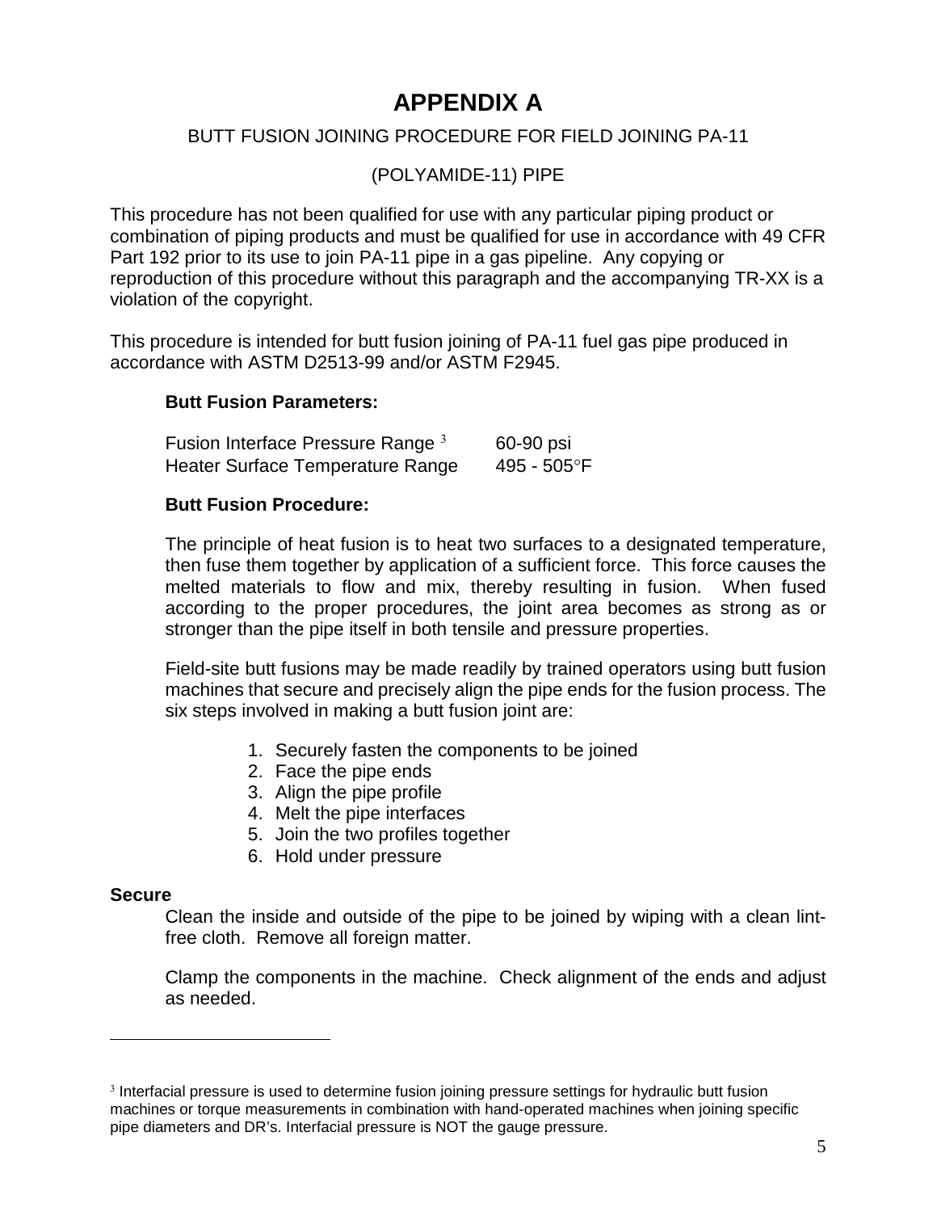# APPENDIX A

BUTT FUSION JOINING PROCEDURE FOR FIELD JOINING PA-11

(POLYAMIDE-11) PIPE

This procedure has not been qualified for use with any particular piping product or combination of piping products and must be qualified for use in accordance with 49 CFR Part 192 prior to its use to join PA-11 pipe in a gas pipeline. Any copying or reproduction of this procedure without this paragraph and the accompanying TR-XX is a violation of the copyright.

This procedure is intended for butt fusion joining of PA-11 fuel gas pipe produced in accordance with ASTM D2513-99 and/or ASTM F2945.

**Butt Fusion Parameters:**

| | |
|---|---|
| Fusion Interface Pressure Range [3] | 60-90 psi |
| Heater Surface Temperature Range | 495 - 505°F |

**Butt Fusion Procedure:**

The principle of heat fusion is to heat two surfaces to a designated temperature, then fuse them together by application of a sufficient force. This force causes the melted materials to flow and mix, thereby resulting in fusion. When fused according to the proper procedures, the joint area becomes as strong as or stronger than the pipe itself in both tensile and pressure properties.

Field-site butt fusions may be made readily by trained operators using butt fusion machines that secure and precisely align the pipe ends for the fusion process. The six steps involved in making a butt fusion joint are:

1. Securely fasten the components to be joined
2. Face the pipe ends
3. Align the pipe profile
4. Melt the pipe interfaces
5. Join the two profiles together
6. Hold under pressure

**Secure**

Clean the inside and outside of the pipe to be joined by wiping with a clean lint-free cloth. Remove all foreign matter.

Clamp the components in the machine. Check alignment of the ends and adjust as needed.

---

[3] Interfacial pressure is used to determine fusion joining pressure settings for hydraulic butt fusion machines or torque measurements in combination with hand-operated machines when joining specific pipe diameters and DR's. Interfacial pressure is NOT the gauge pressure.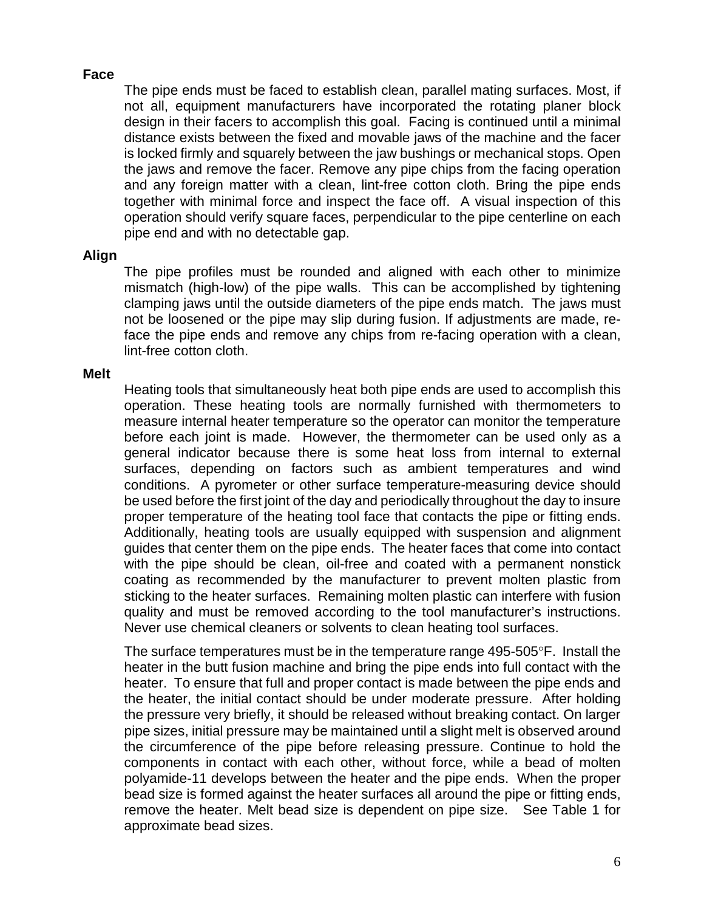### Face

The pipe ends must be faced to establish clean, parallel mating surfaces. Most, if not all, equipment manufacturers have incorporated the rotating planer block design in their facers to accomplish this goal. Facing is continued until a minimal distance exists between the fixed and movable jaws of the machine and the facer is locked firmly and squarely between the jaw bushings or mechanical stops. Open the jaws and remove the facer. Remove any pipe chips from the facing operation and any foreign matter with a clean, lint-free cotton cloth. Bring the pipe ends together with minimal force and inspect the face off. A visual inspection of this operation should verify square faces, perpendicular to the pipe centerline on each pipe end and with no detectable gap.

### Align

The pipe profiles must be rounded and aligned with each other to minimize mismatch (high-low) of the pipe walls. This can be accomplished by tightening clamping jaws until the outside diameters of the pipe ends match. The jaws must not be loosened or the pipe may slip during fusion. If adjustments are made, re-face the pipe ends and remove any chips from re-facing operation with a clean, lint-free cotton cloth.

### Melt

Heating tools that simultaneously heat both pipe ends are used to accomplish this operation. These heating tools are normally furnished with thermometers to measure internal heater temperature so the operator can monitor the temperature before each joint is made. However, the thermometer can be used only as a general indicator because there is some heat loss from internal to external surfaces, depending on factors such as ambient temperatures and wind conditions. A pyrometer or other surface temperature-measuring device should be used before the first joint of the day and periodically throughout the day to insure proper temperature of the heating tool face that contacts the pipe or fitting ends. Additionally, heating tools are usually equipped with suspension and alignment guides that center them on the pipe ends. The heater faces that come into contact with the pipe should be clean, oil-free and coated with a permanent nonstick coating as recommended by the manufacturer to prevent molten plastic from sticking to the heater surfaces. Remaining molten plastic can interfere with fusion quality and must be removed according to the tool manufacturer's instructions. Never use chemical cleaners or solvents to clean heating tool surfaces.

The surface temperatures must be in the temperature range 495-505°F. Install the heater in the butt fusion machine and bring the pipe ends into full contact with the heater. To ensure that full and proper contact is made between the pipe ends and the heater, the initial contact should be under moderate pressure. After holding the pressure very briefly, it should be released without breaking contact. On larger pipe sizes, initial pressure may be maintained until a slight melt is observed around the circumference of the pipe before releasing pressure. Continue to hold the components in contact with each other, without force, while a bead of molten polyamide-11 develops between the heater and the pipe ends. When the proper bead size is formed against the heater surfaces all around the pipe or fitting ends, remove the heater. Melt bead size is dependent on pipe size. See Table 1 for approximate bead sizes.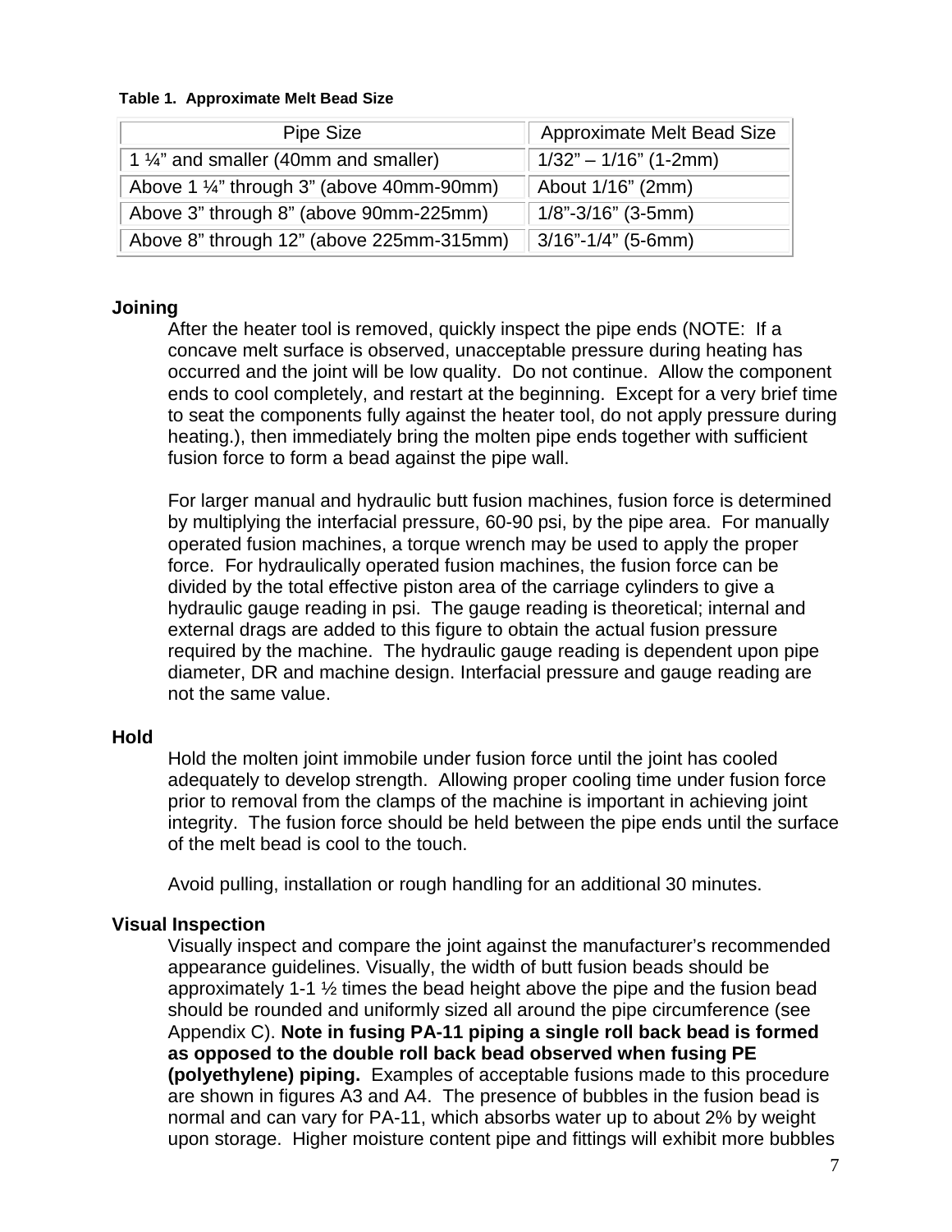**Table 1. Approximate Melt Bead Size**

| Pipe Size | Approximate Melt Bead Size |
|---|---|
| 1 ¼" and smaller (40mm and smaller) | 1/32" – 1/16" (1-2mm) |
| Above 1 ¼" through 3" (above 40mm-90mm) | About 1/16" (2mm) |
| Above 3" through 8" (above 90mm-225mm) | 1/8"-3/16" (3-5mm) |
| Above 8" through 12" (above 225mm-315mm) | 3/16"-1/4" (5-6mm) |

### Joining

After the heater tool is removed, quickly inspect the pipe ends (NOTE: If a concave melt surface is observed, unacceptable pressure during heating has occurred and the joint will be low quality. Do not continue. Allow the component ends to cool completely, and restart at the beginning. Except for a very brief time to seat the components fully against the heater tool, do not apply pressure during heating.), then immediately bring the molten pipe ends together with sufficient fusion force to form a bead against the pipe wall.

For larger manual and hydraulic butt fusion machines, fusion force is determined by multiplying the interfacial pressure, 60-90 psi, by the pipe area. For manually operated fusion machines, a torque wrench may be used to apply the proper force. For hydraulically operated fusion machines, the fusion force can be divided by the total effective piston area of the carriage cylinders to give a hydraulic gauge reading in psi. The gauge reading is theoretical; internal and external drags are added to this figure to obtain the actual fusion pressure required by the machine. The hydraulic gauge reading is dependent upon pipe diameter, DR and machine design. Interfacial pressure and gauge reading are not the same value.

### Hold

Hold the molten joint immobile under fusion force until the joint has cooled adequately to develop strength. Allowing proper cooling time under fusion force prior to removal from the clamps of the machine is important in achieving joint integrity. The fusion force should be held between the pipe ends until the surface of the melt bead is cool to the touch.

Avoid pulling, installation or rough handling for an additional 30 minutes.

### Visual Inspection

Visually inspect and compare the joint against the manufacturer's recommended appearance guidelines. Visually, the width of butt fusion beads should be approximately 1-1 ½ times the bead height above the pipe and the fusion bead should be rounded and uniformly sized all around the pipe circumference (see Appendix C). **Note in fusing PA-11 piping a single roll back bead is formed as opposed to the double roll back bead observed when fusing PE (polyethylene) piping.** Examples of acceptable fusions made to this procedure are shown in figures A3 and A4. The presence of bubbles in the fusion bead is normal and can vary for PA-11, which absorbs water up to about 2% by weight upon storage. Higher moisture content pipe and fittings will exhibit more bubbles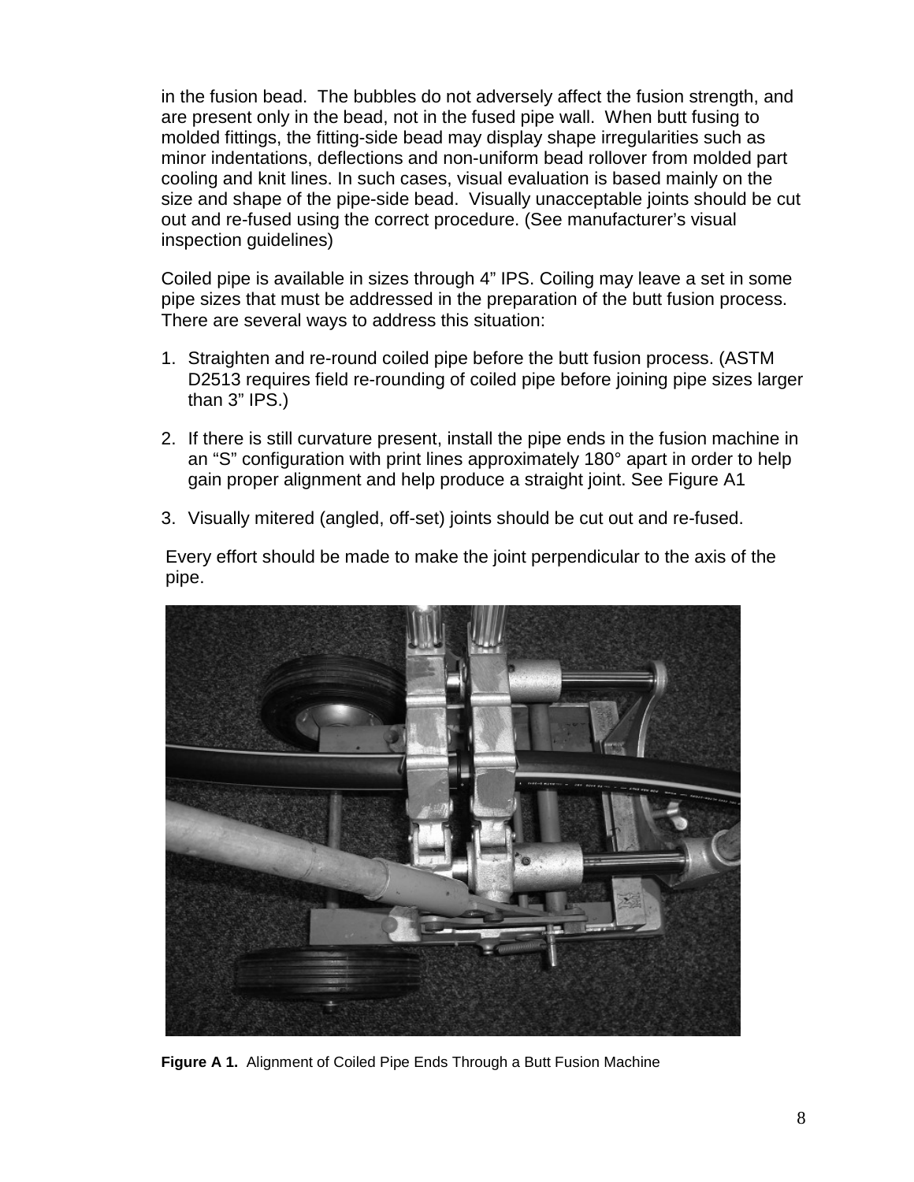in the fusion bead. The bubbles do not adversely affect the fusion strength, and are present only in the bead, not in the fused pipe wall. When butt fusing to molded fittings, the fitting-side bead may display shape irregularities such as minor indentations, deflections and non-uniform bead rollover from molded part cooling and knit lines. In such cases, visual evaluation is based mainly on the size and shape of the pipe-side bead. Visually unacceptable joints should be cut out and re-fused using the correct procedure. (See manufacturer's visual inspection guidelines)

Coiled pipe is available in sizes through 4" IPS. Coiling may leave a set in some pipe sizes that must be addressed in the preparation of the butt fusion process. There are several ways to address this situation:

1. Straighten and re-round coiled pipe before the butt fusion process. (ASTM D2513 requires field re-rounding of coiled pipe before joining pipe sizes larger than 3" IPS.)
2. If there is still curvature present, install the pipe ends in the fusion machine in an "S" configuration with print lines approximately 180° apart in order to help gain proper alignment and help produce a straight joint. See Figure A1
3. Visually mitered (angled, off-set) joints should be cut out and re-fused.

Every effort should be made to make the joint perpendicular to the axis of the pipe.

**Figure A 1.** Alignment of Coiled Pipe Ends Through a Butt Fusion Machine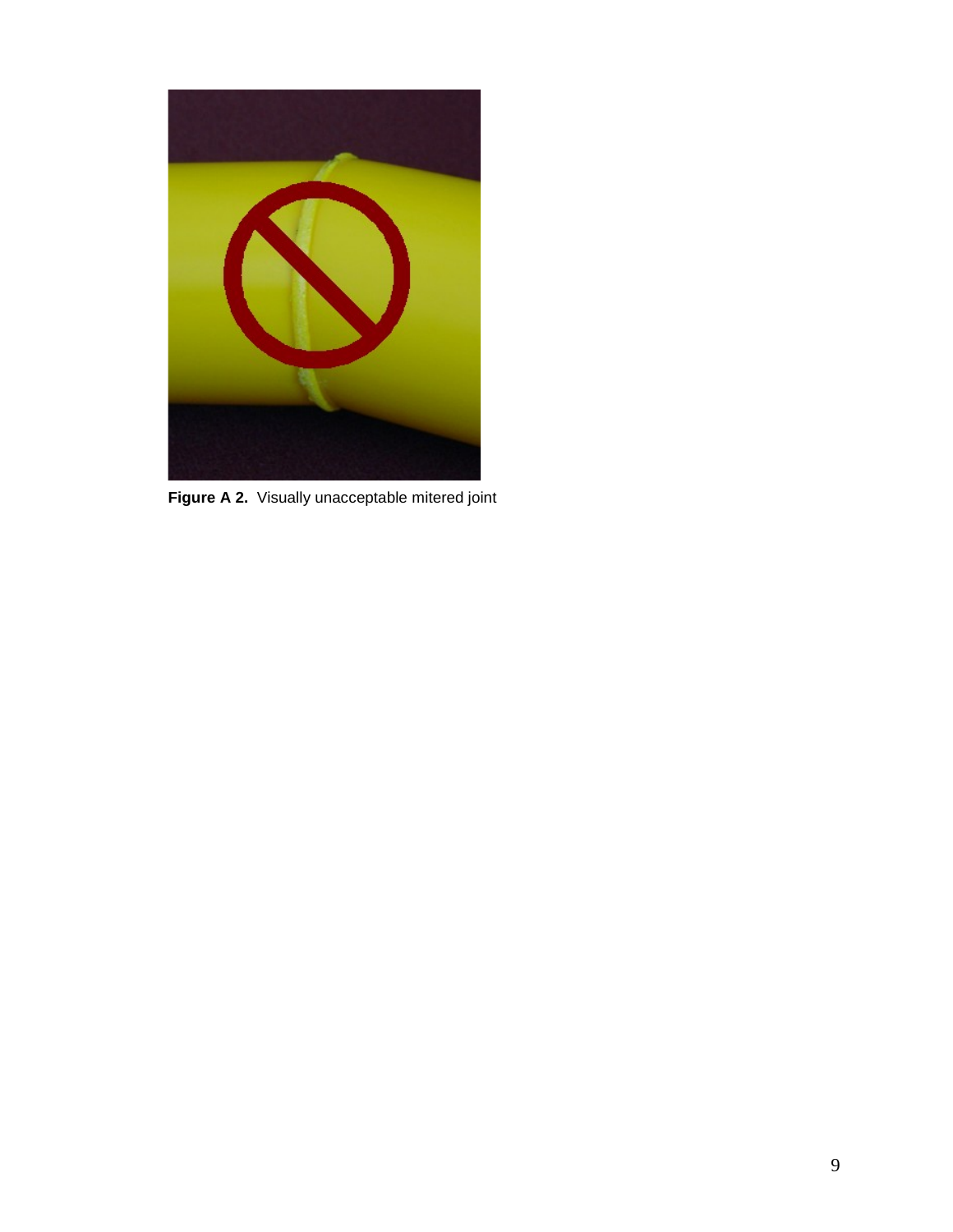**Figure A 2.** Visually unacceptable mitered joint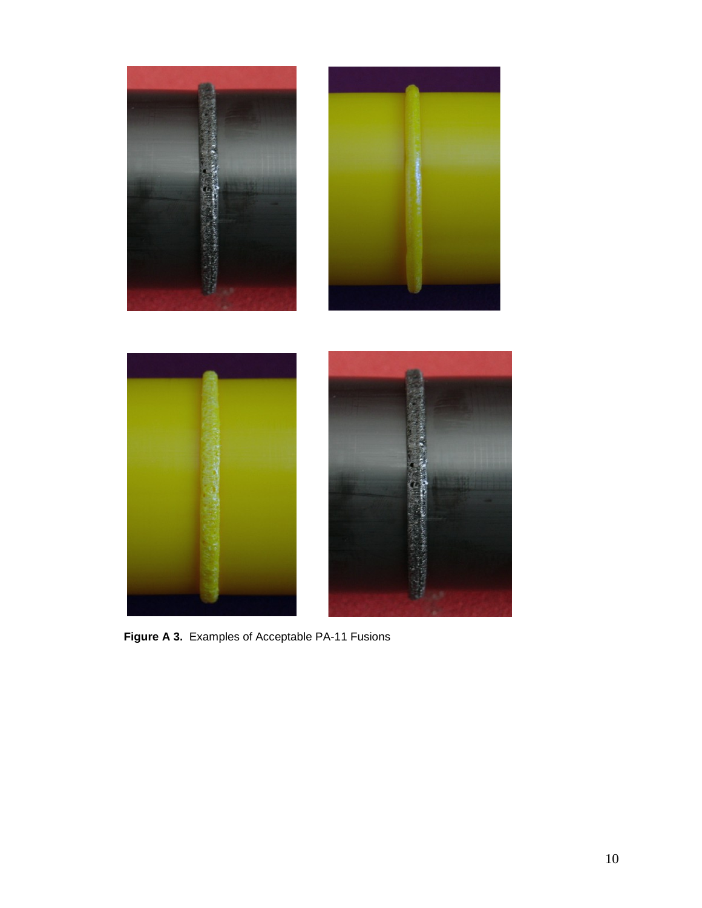**Figure A 3.** Examples of Acceptable PA-11 Fusions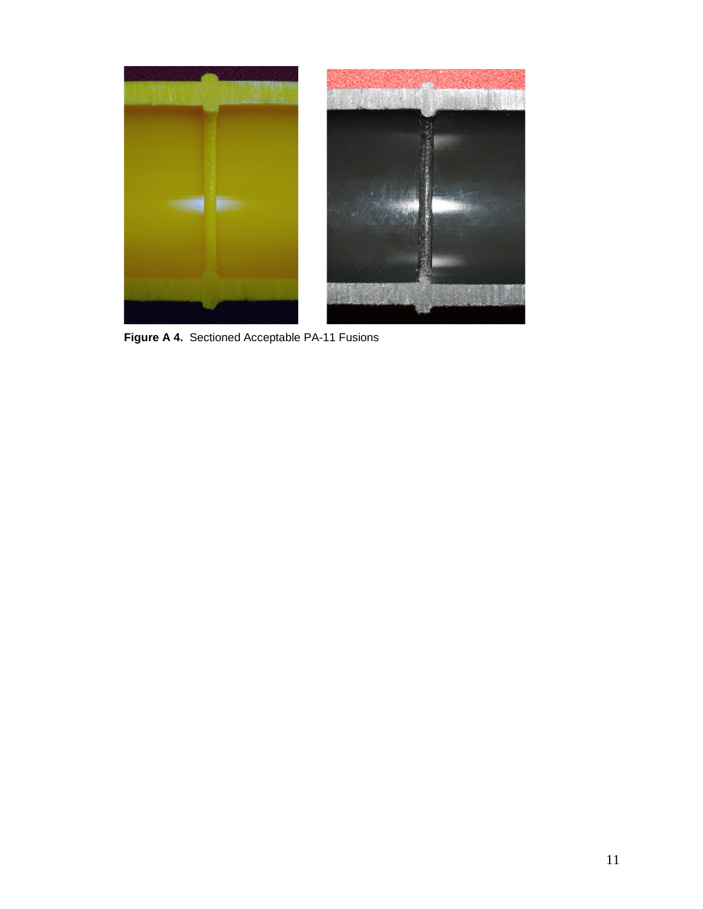**Figure A 4.** Sectioned Acceptable PA-11 Fusions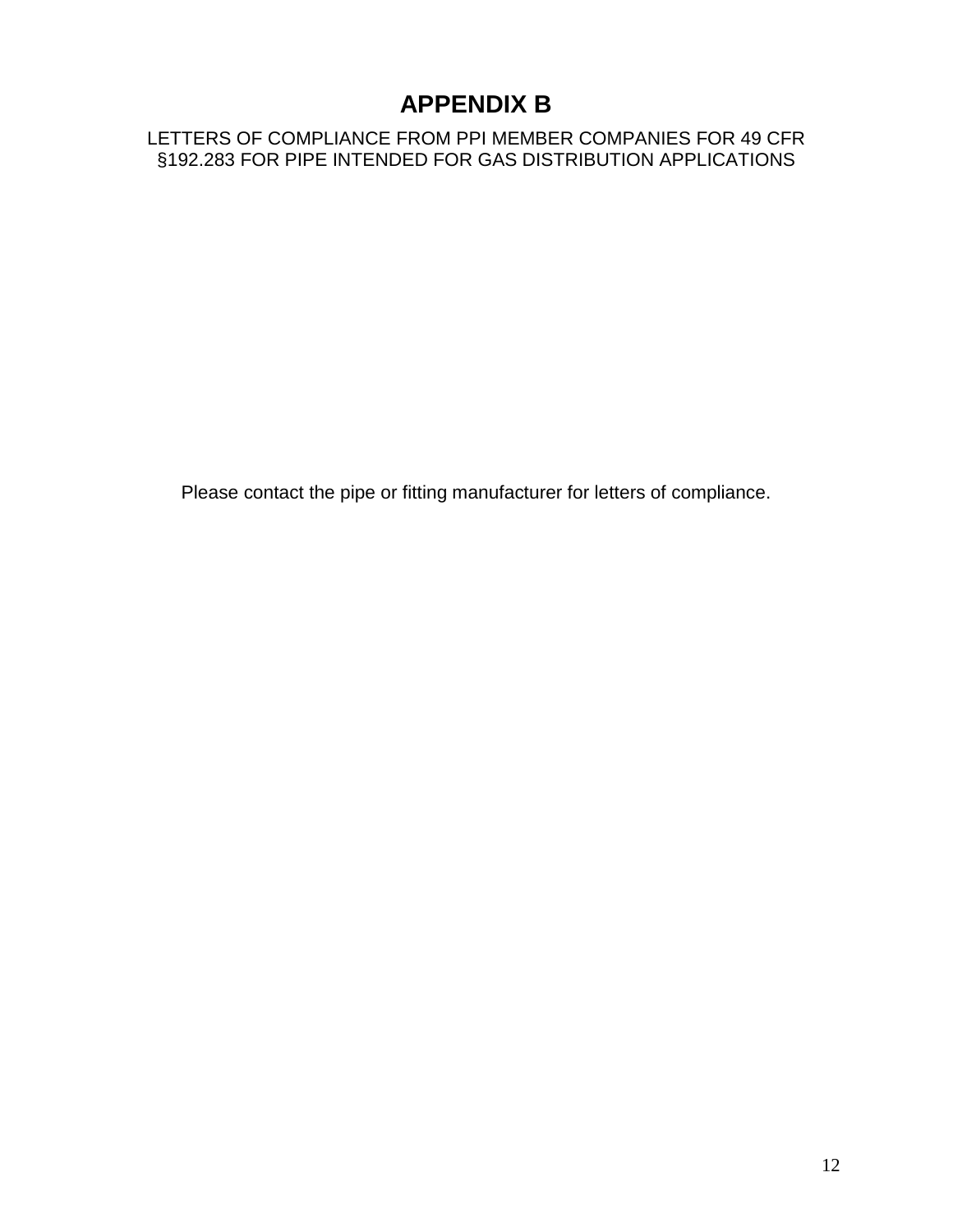# APPENDIX B

LETTERS OF COMPLIANCE FROM PPI MEMBER COMPANIES FOR 49 CFR §192.283 FOR PIPE INTENDED FOR GAS DISTRIBUTION APPLICATIONS

Please contact the pipe or fitting manufacturer for letters of compliance.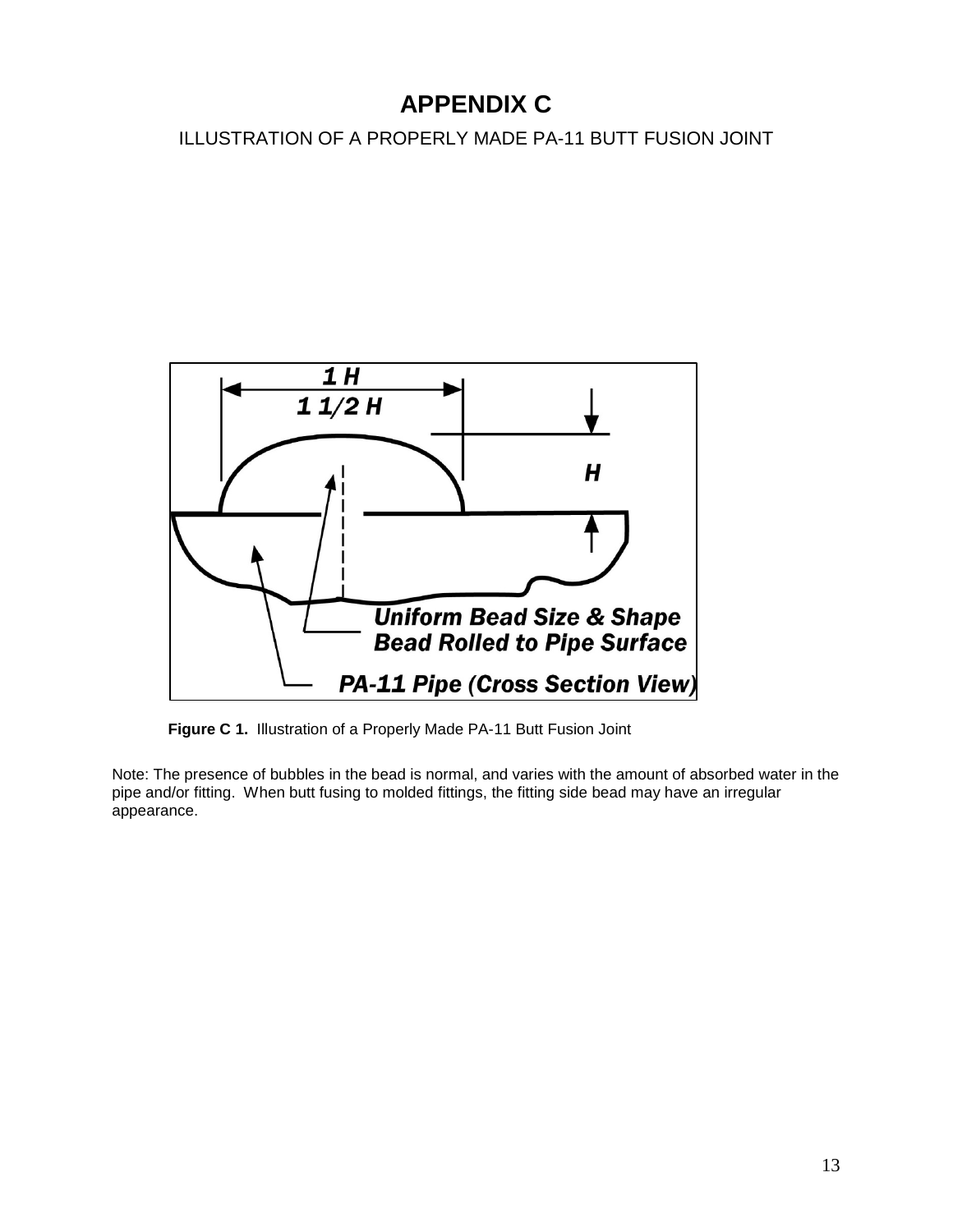# APPENDIX C

ILLUSTRATION OF A PROPERLY MADE PA-11 BUTT FUSION JOINT

1 H

1 1/2 H

H

Uniform Bead Size & Shape

Bead Rolled to Pipe Surface

PA-11 Pipe (Cross Section View)

**Figure C 1.** Illustration of a Properly Made PA-11 Butt Fusion Joint

Note: The presence of bubbles in the bead is normal, and varies with the amount of absorbed water in the pipe and/or fitting. When butt fusing to molded fittings, the fitting side bead may have an irregular appearance.